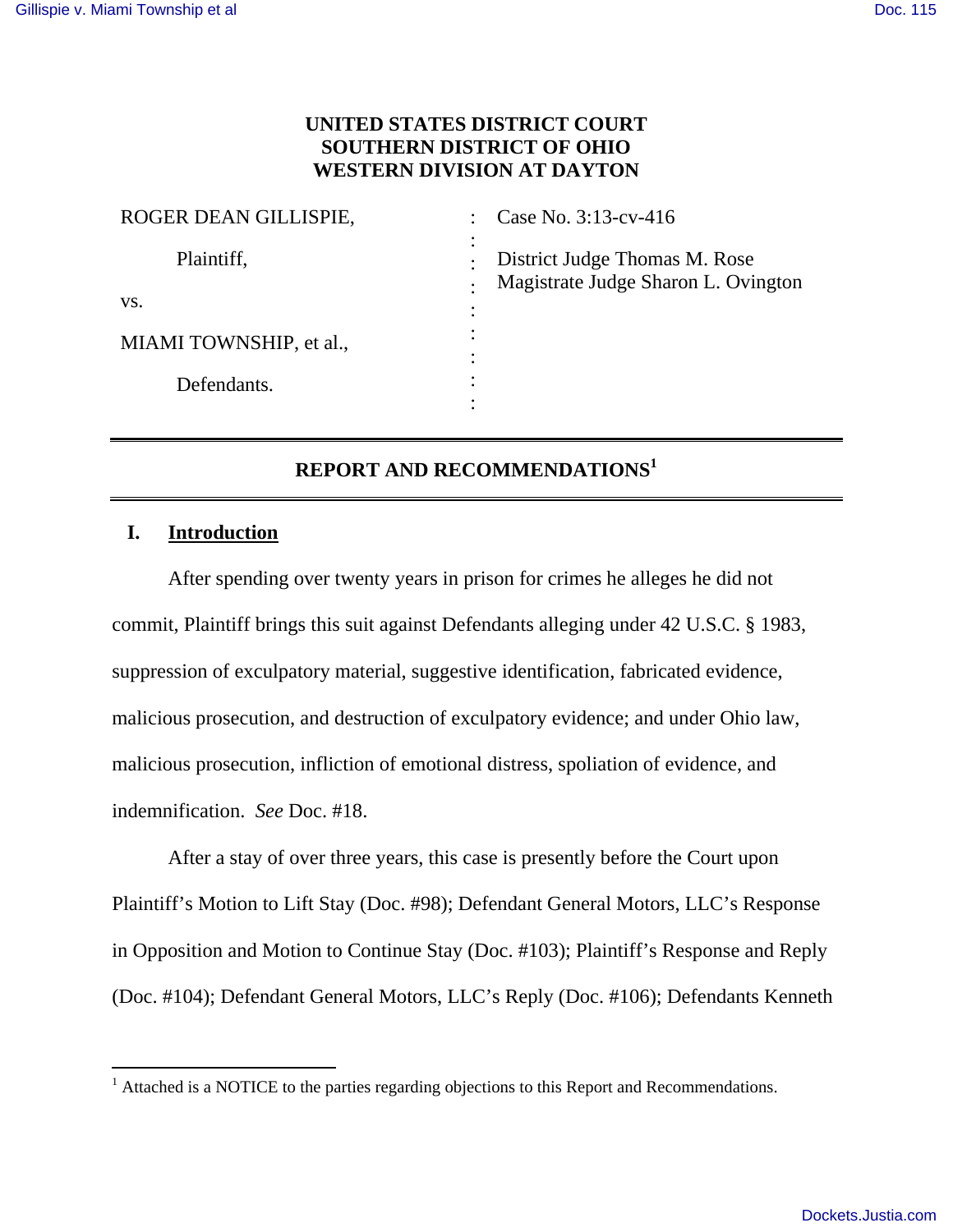**UNITED STATES DISTRICT COURT**
**SOUTHERN DISTRICT OF OHIO**
**WESTERN DIVISION AT DAYTON**

| | | |
|---|---|---|
| ROGER DEAN GILLISPIE, | : | Case No. 3:13-cv-416 |
| Plaintiff, | : | District Judge Thomas M. Rose |
| vs. | : | Magistrate Judge Sharon L. Ovington |
| MIAMI TOWNSHIP, et al., | : | |
| Defendants. | : | |

## REPORT AND RECOMMENDATIONS[1]

### I. Introduction

After spending over twenty years in prison for crimes he alleges he did not commit, Plaintiff brings this suit against Defendants alleging under 42 U.S.C. § 1983, suppression of exculpatory material, suggestive identification, fabricated evidence, malicious prosecution, and destruction of exculpatory evidence; and under Ohio law, malicious prosecution, infliction of emotional distress, spoliation of evidence, and indemnification. *See* Doc. #18.

After a stay of over three years, this case is presently before the Court upon Plaintiff's Motion to Lift Stay (Doc. #98); Defendant General Motors, LLC's Response in Opposition and Motion to Continue Stay (Doc. #103); Plaintiff's Response and Reply (Doc. #104); Defendant General Motors, LLC's Reply (Doc. #106); Defendants Kenneth

[1] Attached is a NOTICE to the parties regarding objections to this Report and Recommendations.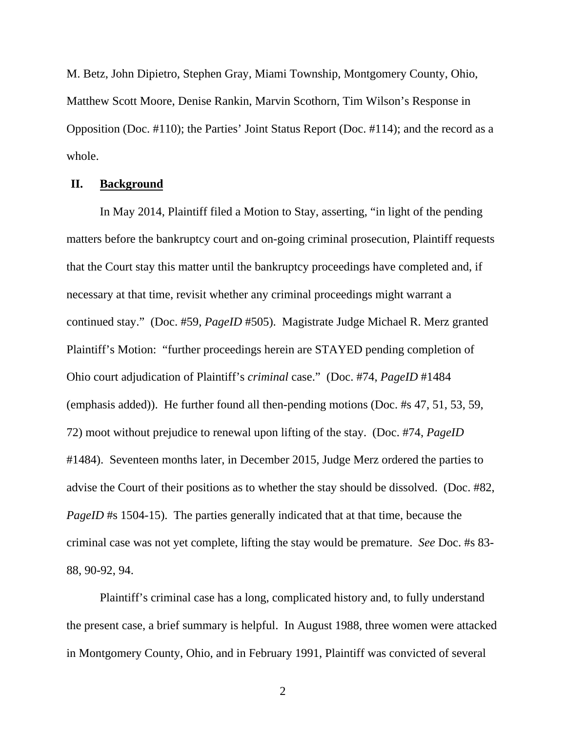M. Betz, John Dipietro, Stephen Gray, Miami Township, Montgomery County, Ohio, Matthew Scott Moore, Denise Rankin, Marvin Scothorn, Tim Wilson's Response in Opposition (Doc. #110); the Parties' Joint Status Report (Doc. #114); and the record as a whole.

## II. **Background**

In May 2014, Plaintiff filed a Motion to Stay, asserting, "in light of the pending matters before the bankruptcy court and on-going criminal prosecution, Plaintiff requests that the Court stay this matter until the bankruptcy proceedings have completed and, if necessary at that time, revisit whether any criminal proceedings might warrant a continued stay." (Doc. #59, *PageID* #505). Magistrate Judge Michael R. Merz granted Plaintiff's Motion: "further proceedings herein are STAYED pending completion of Ohio court adjudication of Plaintiff's *criminal* case." (Doc. #74, *PageID* #1484 (emphasis added)). He further found all then-pending motions (Doc. #s 47, 51, 53, 59, 72) moot without prejudice to renewal upon lifting of the stay. (Doc. #74, *PageID* #1484). Seventeen months later, in December 2015, Judge Merz ordered the parties to advise the Court of their positions as to whether the stay should be dissolved. (Doc. #82, *PageID* #s 1504-15). The parties generally indicated that at that time, because the criminal case was not yet complete, lifting the stay would be premature. *See* Doc. #s 83-88, 90-92, 94.

Plaintiff's criminal case has a long, complicated history and, to fully understand the present case, a brief summary is helpful. In August 1988, three women were attacked in Montgomery County, Ohio, and in February 1991, Plaintiff was convicted of several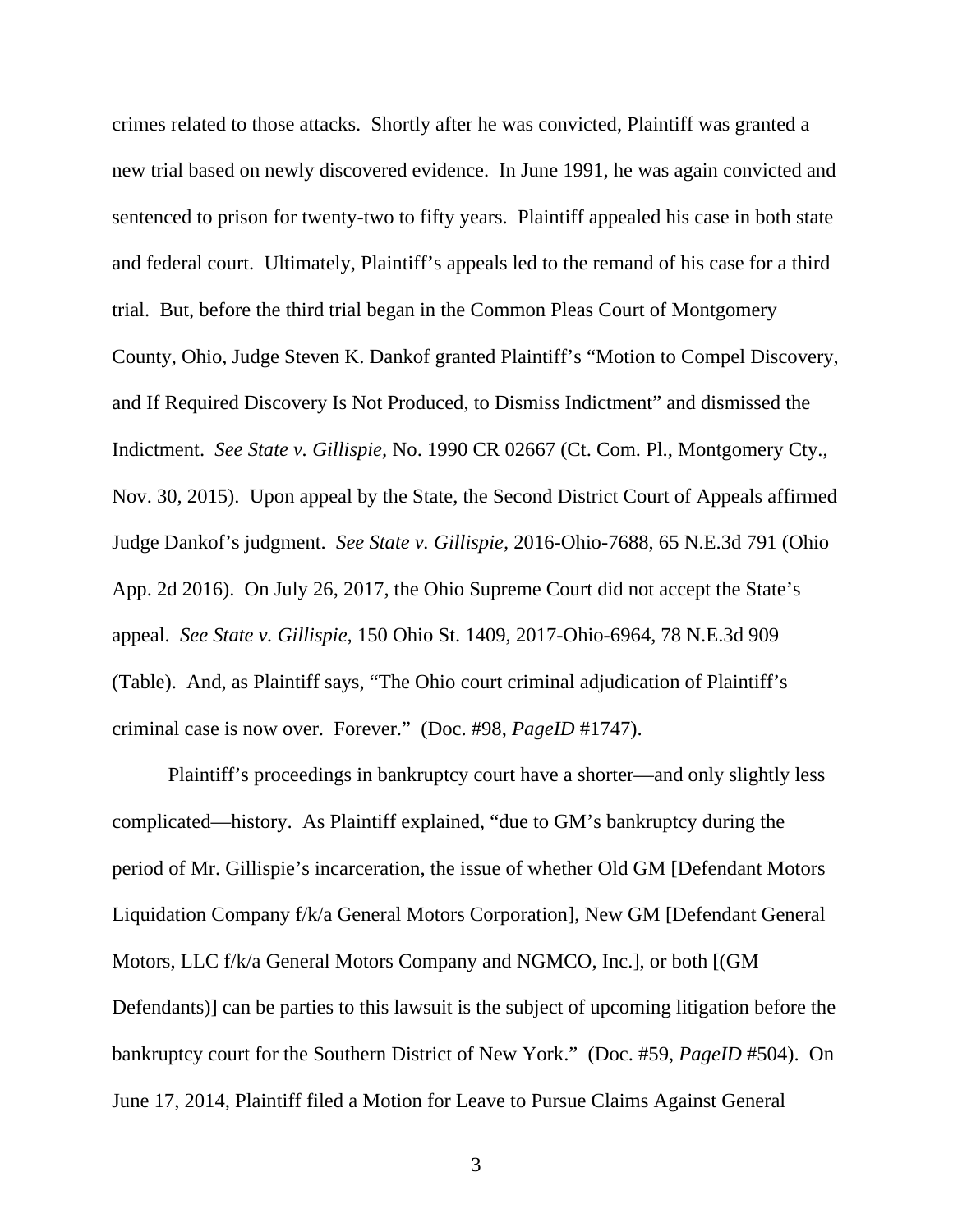crimes related to those attacks. Shortly after he was convicted, Plaintiff was granted a new trial based on newly discovered evidence. In June 1991, he was again convicted and sentenced to prison for twenty-two to fifty years. Plaintiff appealed his case in both state and federal court. Ultimately, Plaintiff's appeals led to the remand of his case for a third trial. But, before the third trial began in the Common Pleas Court of Montgomery County, Ohio, Judge Steven K. Dankof granted Plaintiff's "Motion to Compel Discovery, and If Required Discovery Is Not Produced, to Dismiss Indictment" and dismissed the Indictment. *See State v. Gillispie,* No. 1990 CR 02667 (Ct. Com. Pl., Montgomery Cty., Nov. 30, 2015). Upon appeal by the State, the Second District Court of Appeals affirmed Judge Dankof's judgment. *See State v. Gillispie,* 2016-Ohio-7688, 65 N.E.3d 791 (Ohio App. 2d 2016). On July 26, 2017, the Ohio Supreme Court did not accept the State's appeal. *See State v. Gillispie,* 150 Ohio St. 1409, 2017-Ohio-6964, 78 N.E.3d 909 (Table). And, as Plaintiff says, "The Ohio court criminal adjudication of Plaintiff's criminal case is now over. Forever." (Doc. #98, *PageID* #1747).

Plaintiff's proceedings in bankruptcy court have a shorter—and only slightly less complicated—history. As Plaintiff explained, "due to GM's bankruptcy during the period of Mr. Gillispie's incarceration, the issue of whether Old GM [Defendant Motors Liquidation Company f/k/a General Motors Corporation], New GM [Defendant General Motors, LLC f/k/a General Motors Company and NGMCO, Inc.], or both [(GM Defendants)] can be parties to this lawsuit is the subject of upcoming litigation before the bankruptcy court for the Southern District of New York." (Doc. #59, *PageID* #504). On June 17, 2014, Plaintiff filed a Motion for Leave to Pursue Claims Against General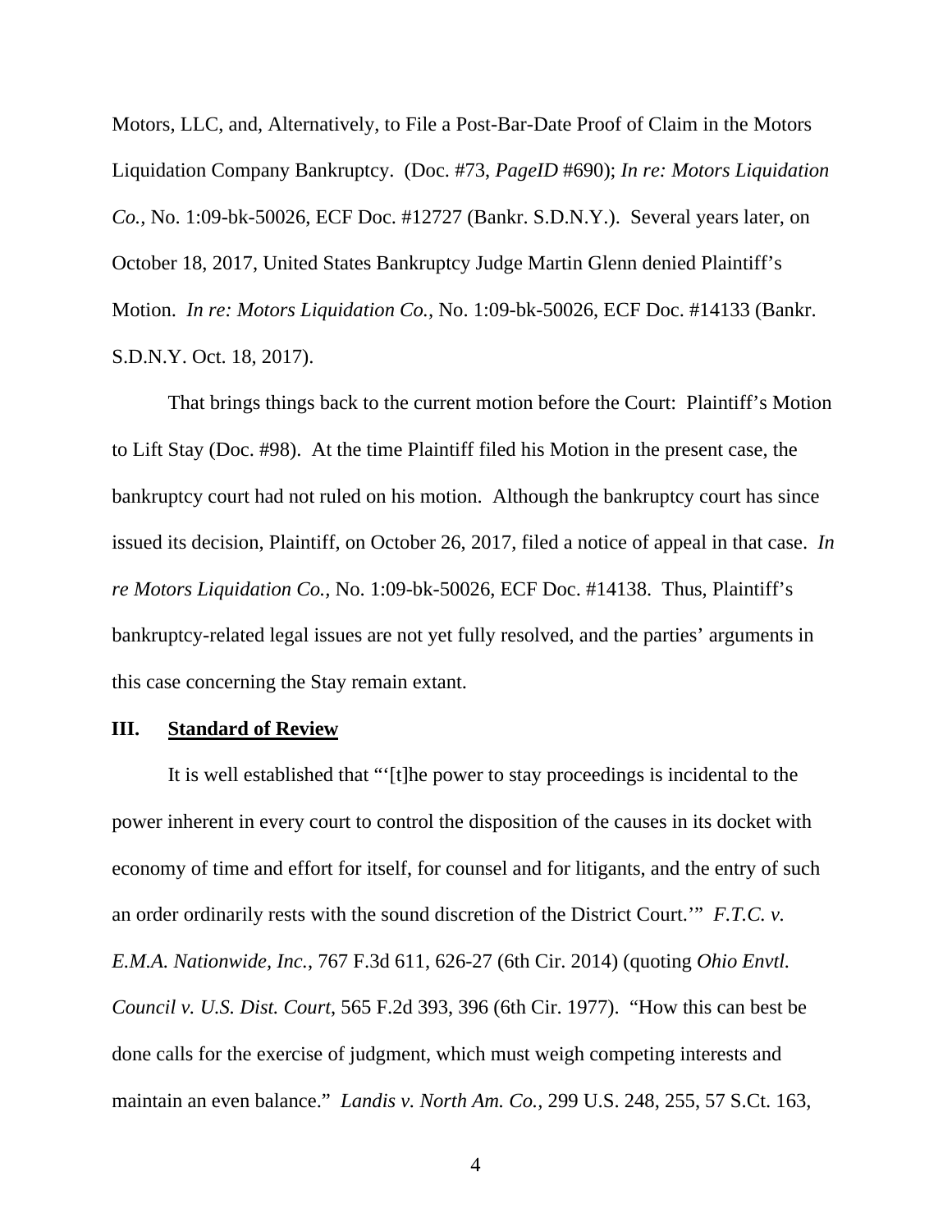Motors, LLC, and, Alternatively, to File a Post-Bar-Date Proof of Claim in the Motors Liquidation Company Bankruptcy. (Doc. #73, *PageID* #690); *In re: Motors Liquidation Co.*, No. 1:09-bk-50026, ECF Doc. #12727 (Bankr. S.D.N.Y.). Several years later, on October 18, 2017, United States Bankruptcy Judge Martin Glenn denied Plaintiff's Motion. *In re: Motors Liquidation Co.*, No. 1:09-bk-50026, ECF Doc. #14133 (Bankr. S.D.N.Y. Oct. 18, 2017).

That brings things back to the current motion before the Court: Plaintiff's Motion to Lift Stay (Doc. #98). At the time Plaintiff filed his Motion in the present case, the bankruptcy court had not ruled on his motion. Although the bankruptcy court has since issued its decision, Plaintiff, on October 26, 2017, filed a notice of appeal in that case. *In re Motors Liquidation Co.*, No. 1:09-bk-50026, ECF Doc. #14138. Thus, Plaintiff's bankruptcy-related legal issues are not yet fully resolved, and the parties' arguments in this case concerning the Stay remain extant.

## III. Standard of Review

It is well established that "'[t]he power to stay proceedings is incidental to the power inherent in every court to control the disposition of the causes in its docket with economy of time and effort for itself, for counsel and for litigants, and the entry of such an order ordinarily rests with the sound discretion of the District Court.'" *F.T.C. v. E.M.A. Nationwide, Inc.*, 767 F.3d 611, 626-27 (6th Cir. 2014) (quoting *Ohio Envtl. Council v. U.S. Dist. Court*, 565 F.2d 393, 396 (6th Cir. 1977). "How this can best be done calls for the exercise of judgment, which must weigh competing interests and maintain an even balance." *Landis v. North Am. Co.*, 299 U.S. 248, 255, 57 S.Ct. 163,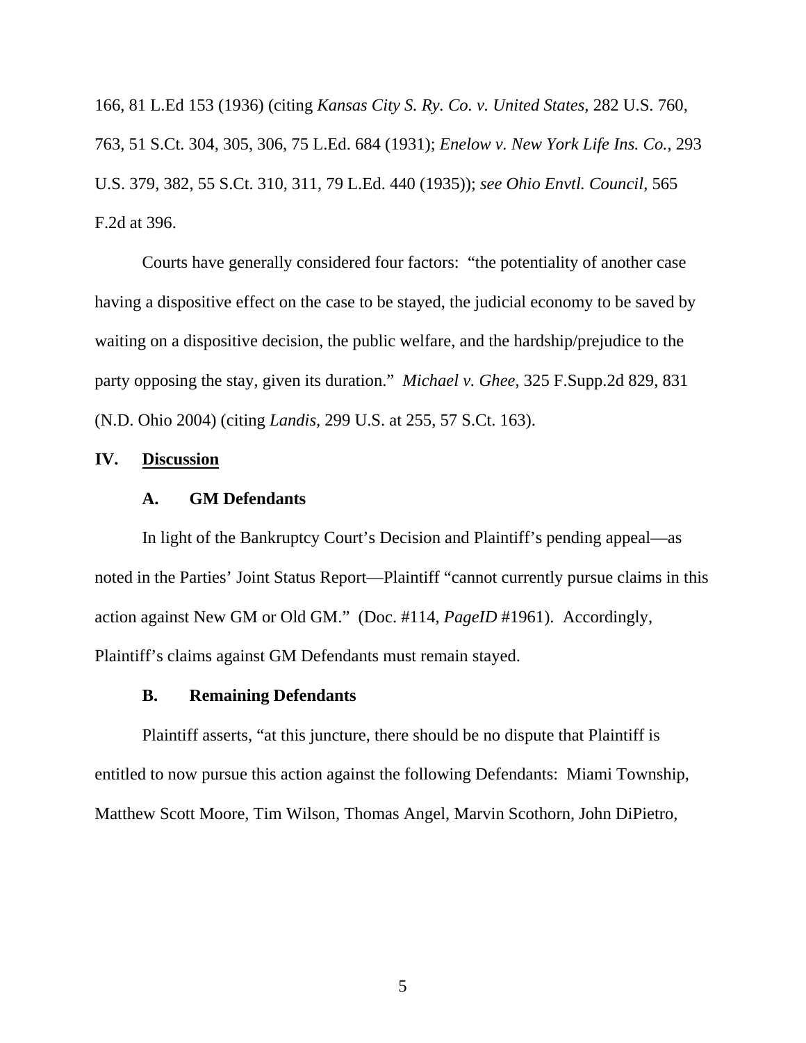166, 81 L.Ed 153 (1936) (citing *Kansas City S. Ry. Co. v. United States*, 282 U.S. 760, 763, 51 S.Ct. 304, 305, 306, 75 L.Ed. 684 (1931); *Enelow v. New York Life Ins. Co.*, 293 U.S. 379, 382, 55 S.Ct. 310, 311, 79 L.Ed. 440 (1935)); *see Ohio Envtl. Council*, 565 F.2d at 396.

Courts have generally considered four factors: "the potentiality of another case having a dispositive effect on the case to be stayed, the judicial economy to be saved by waiting on a dispositive decision, the public welfare, and the hardship/prejudice to the party opposing the stay, given its duration." *Michael v. Ghee*, 325 F.Supp.2d 829, 831 (N.D. Ohio 2004) (citing *Landis*, 299 U.S. at 255, 57 S.Ct. 163).

## IV. Discussion

### A. GM Defendants

In light of the Bankruptcy Court's Decision and Plaintiff's pending appeal—as noted in the Parties' Joint Status Report—Plaintiff "cannot currently pursue claims in this action against New GM or Old GM." (Doc. #114, *PageID* #1961). Accordingly, Plaintiff's claims against GM Defendants must remain stayed.

### B. Remaining Defendants

Plaintiff asserts, "at this juncture, there should be no dispute that Plaintiff is entitled to now pursue this action against the following Defendants: Miami Township, Matthew Scott Moore, Tim Wilson, Thomas Angel, Marvin Scothorn, John DiPietro,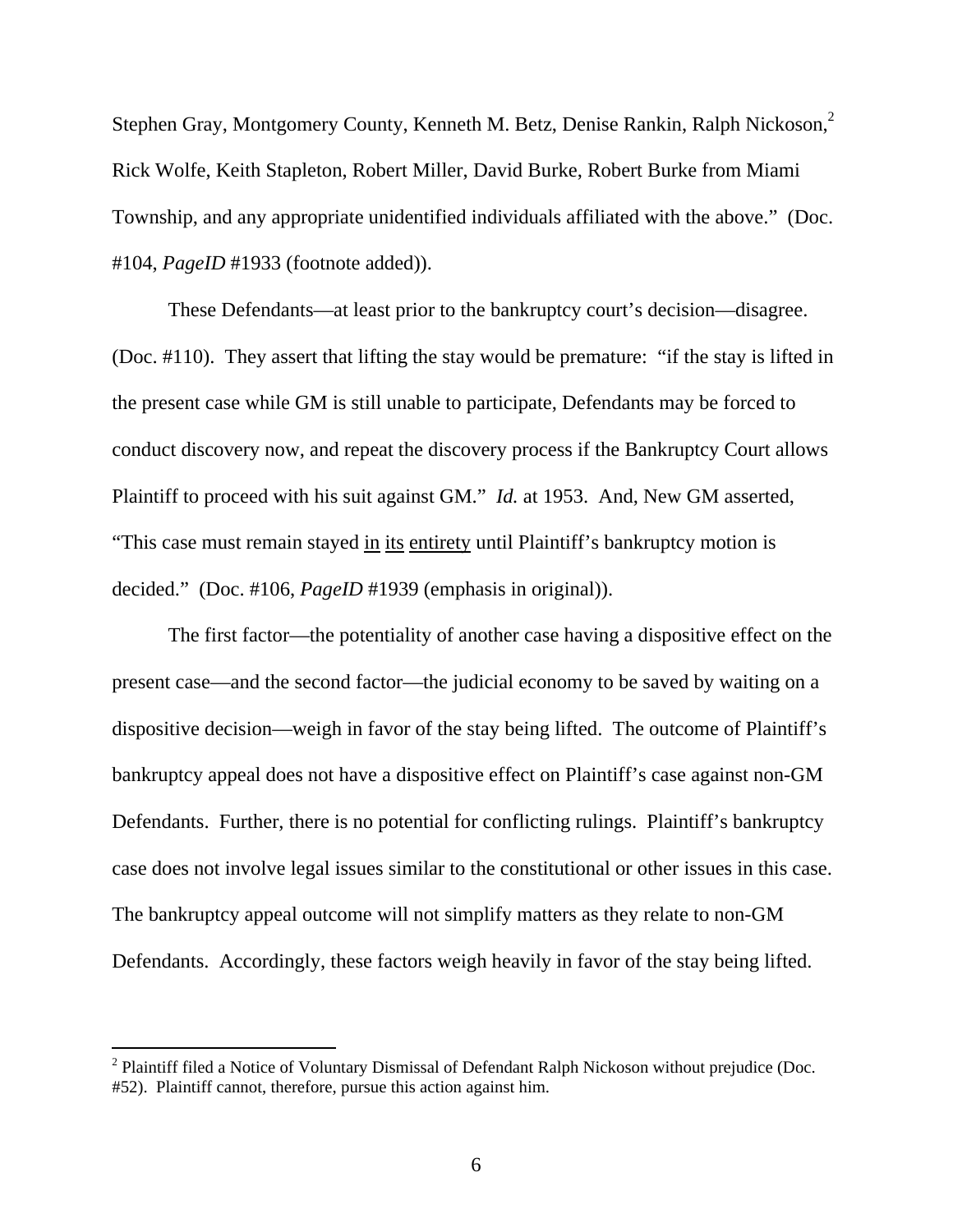Stephen Gray, Montgomery County, Kenneth M. Betz, Denise Rankin, Ralph Nickoson,[2] Rick Wolfe, Keith Stapleton, Robert Miller, David Burke, Robert Burke from Miami Township, and any appropriate unidentified individuals affiliated with the above." (Doc. #104, *PageID* #1933 (footnote added)).

These Defendants—at least prior to the bankruptcy court's decision—disagree. (Doc. #110). They assert that lifting the stay would be premature: "if the stay is lifted in the present case while GM is still unable to participate, Defendants may be forced to conduct discovery now, and repeat the discovery process if the Bankruptcy Court allows Plaintiff to proceed with his suit against GM." *Id.* at 1953. And, New GM asserted, "This case must remain stayed <u>in its entirety</u> until Plaintiff's bankruptcy motion is decided." (Doc. #106, *PageID* #1939 (emphasis in original)).

The first factor—the potentiality of another case having a dispositive effect on the present case—and the second factor—the judicial economy to be saved by waiting on a dispositive decision—weigh in favor of the stay being lifted. The outcome of Plaintiff's bankruptcy appeal does not have a dispositive effect on Plaintiff's case against non-GM Defendants. Further, there is no potential for conflicting rulings. Plaintiff's bankruptcy case does not involve legal issues similar to the constitutional or other issues in this case. The bankruptcy appeal outcome will not simplify matters as they relate to non-GM Defendants. Accordingly, these factors weigh heavily in favor of the stay being lifted.

[2] Plaintiff filed a Notice of Voluntary Dismissal of Defendant Ralph Nickoson without prejudice (Doc. #52). Plaintiff cannot, therefore, pursue this action against him.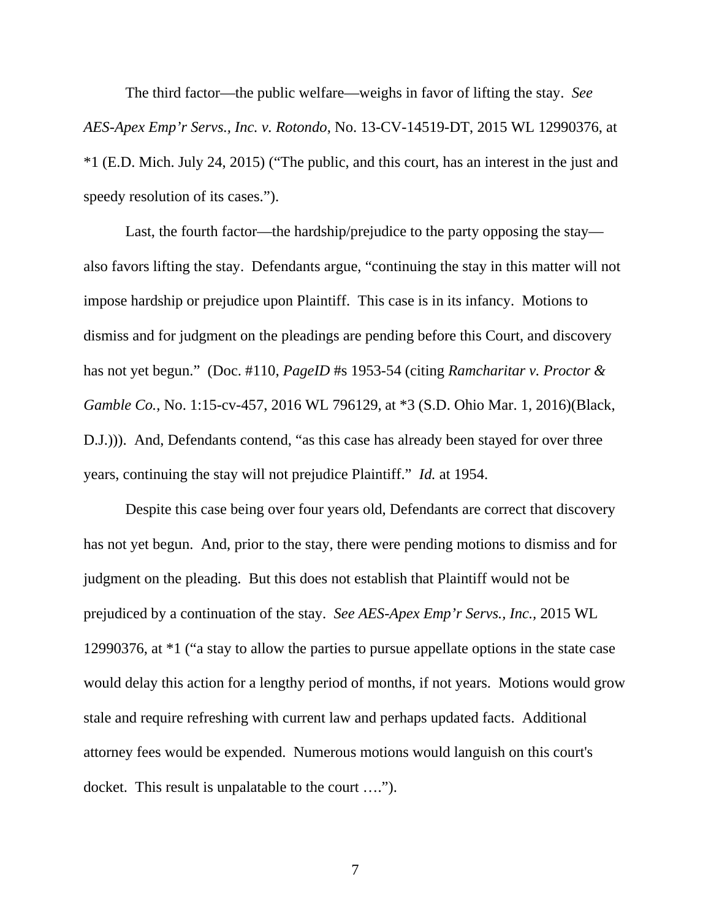The third factor—the public welfare—weighs in favor of lifting the stay. *See AES-Apex Emp'r Servs., Inc. v. Rotondo*, No. 13-CV-14519-DT, 2015 WL 12990376, at *1 (E.D. Mich. July 24, 2015) ("The public, and this court, has an interest in the just and speedy resolution of its cases.").

Last, the fourth factor—the hardship/prejudice to the party opposing the stay—also favors lifting the stay. Defendants argue, "continuing the stay in this matter will not impose hardship or prejudice upon Plaintiff. This case is in its infancy. Motions to dismiss and for judgment on the pleadings are pending before this Court, and discovery has not yet begun." (Doc. #110, *PageID* #s 1953-54 (citing *Ramcharitar v. Proctor & Gamble Co.*, No. 1:15-cv-457, 2016 WL 796129, at *3 (S.D. Ohio Mar. 1, 2016)(Black, D.J.))). And, Defendants contend, "as this case has already been stayed for over three years, continuing the stay will not prejudice Plaintiff." *Id.* at 1954.

Despite this case being over four years old, Defendants are correct that discovery has not yet begun. And, prior to the stay, there were pending motions to dismiss and for judgment on the pleading. But this does not establish that Plaintiff would not be prejudiced by a continuation of the stay. *See AES-Apex Emp'r Servs., Inc.*, 2015 WL 12990376, at *1 ("a stay to allow the parties to pursue appellate options in the state case would delay this action for a lengthy period of months, if not years. Motions would grow stale and require refreshing with current law and perhaps updated facts. Additional attorney fees would be expended. Numerous motions would languish on this court's docket. This result is unpalatable to the court ….").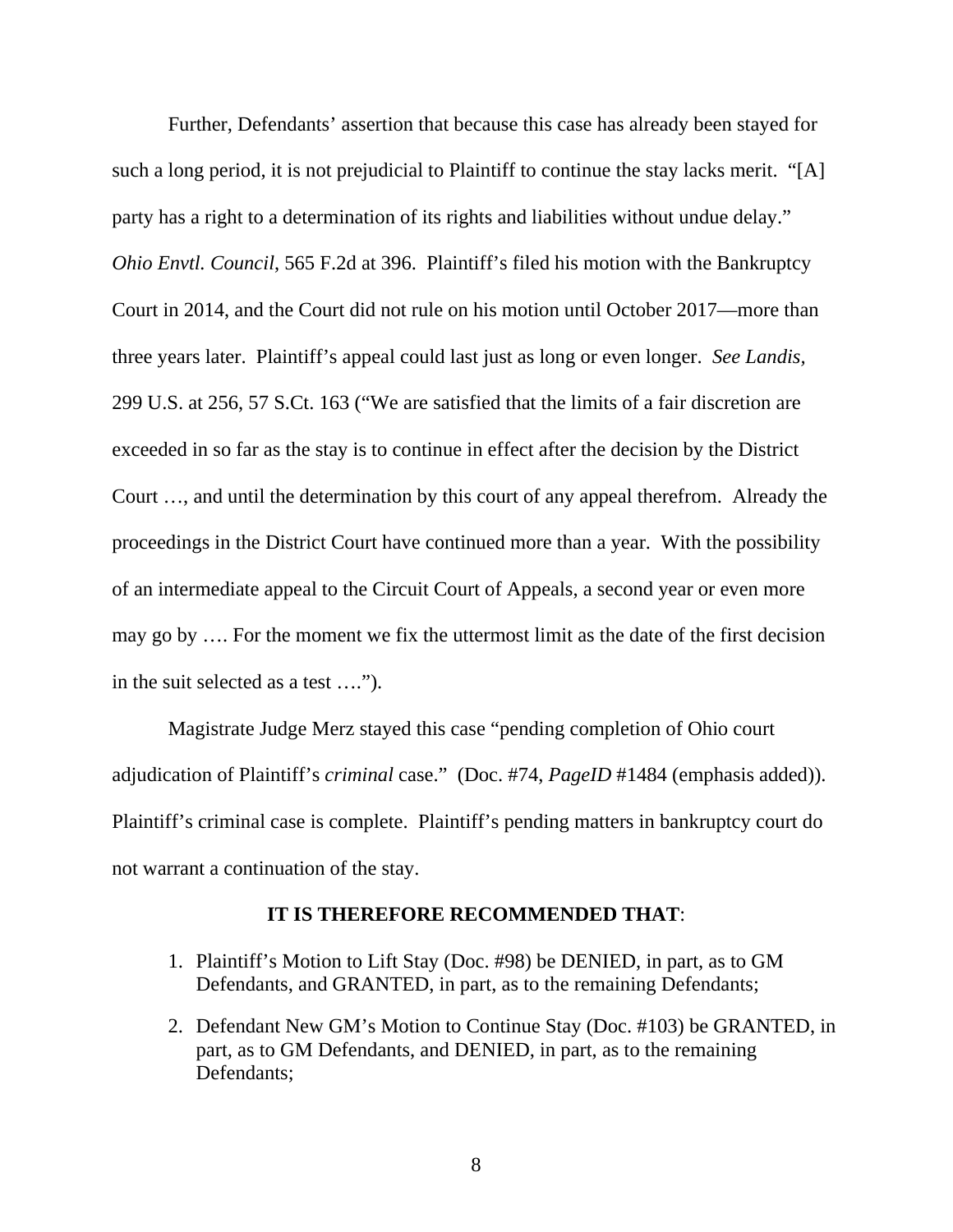Further, Defendants' assertion that because this case has already been stayed for such a long period, it is not prejudicial to Plaintiff to continue the stay lacks merit. "[A] party has a right to a determination of its rights and liabilities without undue delay." *Ohio Envtl. Council*, 565 F.2d at 396. Plaintiff's filed his motion with the Bankruptcy Court in 2014, and the Court did not rule on his motion until October 2017—more than three years later. Plaintiff's appeal could last just as long or even longer. *See Landis*, 299 U.S. at 256, 57 S.Ct. 163 ("We are satisfied that the limits of a fair discretion are exceeded in so far as the stay is to continue in effect after the decision by the District Court …, and until the determination by this court of any appeal therefrom. Already the proceedings in the District Court have continued more than a year. With the possibility of an intermediate appeal to the Circuit Court of Appeals, a second year or even more may go by …. For the moment we fix the uttermost limit as the date of the first decision in the suit selected as a test ….").

Magistrate Judge Merz stayed this case "pending completion of Ohio court adjudication of Plaintiff's *criminal* case." (Doc. #74, *PageID* #1484 (emphasis added)). Plaintiff's criminal case is complete. Plaintiff's pending matters in bankruptcy court do not warrant a continuation of the stay.

**IT IS THEREFORE RECOMMENDED THAT**:

1. Plaintiff's Motion to Lift Stay (Doc. #98) be DENIED, in part, as to GM Defendants, and GRANTED, in part, as to the remaining Defendants;
2. Defendant New GM's Motion to Continue Stay (Doc. #103) be GRANTED, in part, as to GM Defendants, and DENIED, in part, as to the remaining Defendants;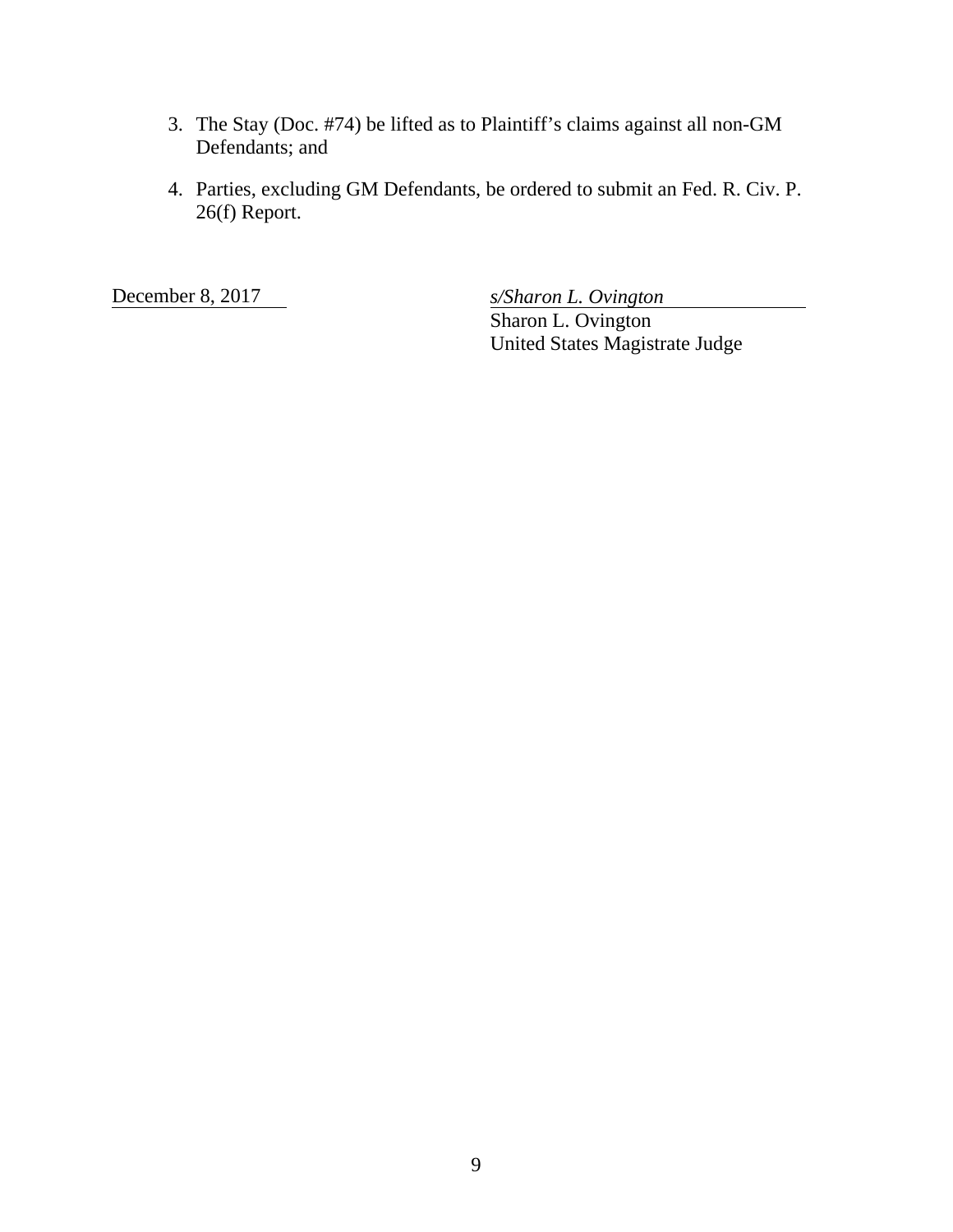3. The Stay (Doc. #74) be lifted as to Plaintiff's claims against all non-GM Defendants; and

4. Parties, excluding GM Defendants, be ordered to submit an Fed. R. Civ. P. 26(f) Report.

December 8, 2017

*s/Sharon L. Ovington*
Sharon L. Ovington
United States Magistrate Judge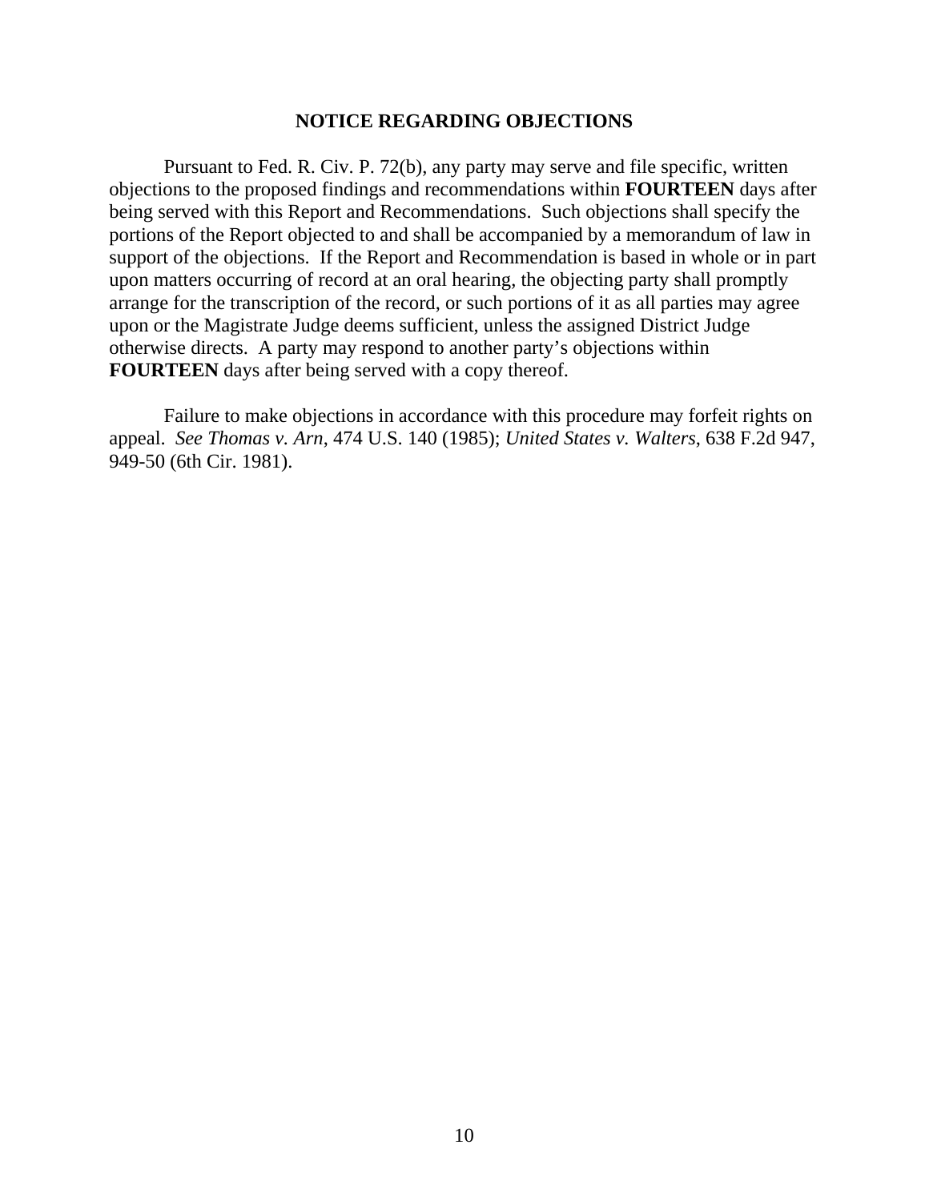## NOTICE REGARDING OBJECTIONS

Pursuant to Fed. R. Civ. P. 72(b), any party may serve and file specific, written objections to the proposed findings and recommendations within **FOURTEEN** days after being served with this Report and Recommendations. Such objections shall specify the portions of the Report objected to and shall be accompanied by a memorandum of law in support of the objections. If the Report and Recommendation is based in whole or in part upon matters occurring of record at an oral hearing, the objecting party shall promptly arrange for the transcription of the record, or such portions of it as all parties may agree upon or the Magistrate Judge deems sufficient, unless the assigned District Judge otherwise directs. A party may respond to another party's objections within **FOURTEEN** days after being served with a copy thereof.

Failure to make objections in accordance with this procedure may forfeit rights on appeal. *See Thomas v. Arn*, 474 U.S. 140 (1985); *United States v. Walters*, 638 F.2d 947, 949-50 (6th Cir. 1981).